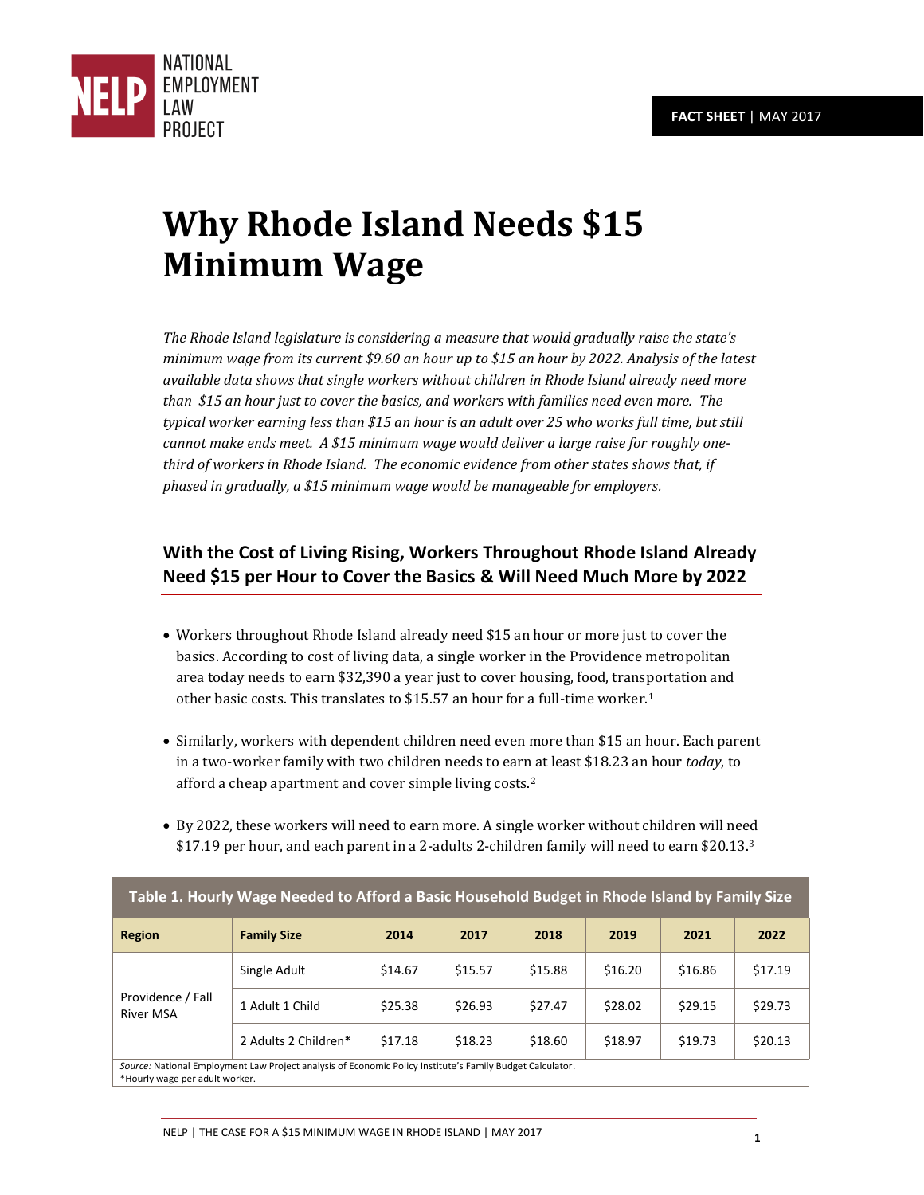FACT SHEET | MAY 2017

# Why Rhode Island Needs $15 Minimum Wage

*The Rhode Island legislature is considering a measure that would gradually raise the state's minimum wage from its current $9.60 an hour up to $15 an hour by 2022. Analysis of the latest available data shows that single workers without children in Rhode Island already need more than $15 an hour just to cover the basics, and workers with families need even more. The typical worker earning less than $15 an hour is an adult over 25 who works full time, but still cannot make ends meet. A $15 minimum wage would deliver a large raise for roughly one-third of workers in Rhode Island. The economic evidence from other states shows that, if phased in gradually, a $15 minimum wage would be manageable for employers.*

## With the Cost of Living Rising, Workers Throughout Rhode Island Already Need $15 per Hour to Cover the Basics & Will Need Much More by 2022

- Workers throughout Rhode Island already need $15 an hour or more just to cover the basics. According to cost of living data, a single worker in the Providence metropolitan area today needs to earn $32,390 a year just to cover housing, food, transportation and other basic costs. This translates to $15.57 an hour for a full-time worker.[1]
- Similarly, workers with dependent children need even more than $15 an hour. Each parent in a two-worker family with two children needs to earn at least $18.23 an hour *today*, to afford a cheap apartment and cover simple living costs.[2]
- By 2022, these workers will need to earn more. A single worker without children will need $17.19 per hour, and each parent in a 2-adults 2-children family will need to earn $20.13.[3]

**Table 1. Hourly Wage Needed to Afford a Basic Household Budget in Rhode Island by Family Size**

| Region | Family Size | 2014 | 2017 | 2018 | 2019 | 2021 | 2022 |
|---|---|---|---|---|---|---|---|
| Providence / Fall River MSA | Single Adult | $14.67 | $15.57 | $15.88 | $16.20 | $16.86 | $17.19 |
| | 1 Adult 1 Child | $25.38 | $26.93 | $27.47 | $28.02 | $29.15 | $29.73 |
| | 2 Adults 2 Children* | $17.18 | $18.23 | $18.60 | $18.97 | $19.73 | $20.13 |

*Source:* National Employment Law Project analysis of Economic Policy Institute's Family Budget Calculator.
*Hourly wage per adult worker.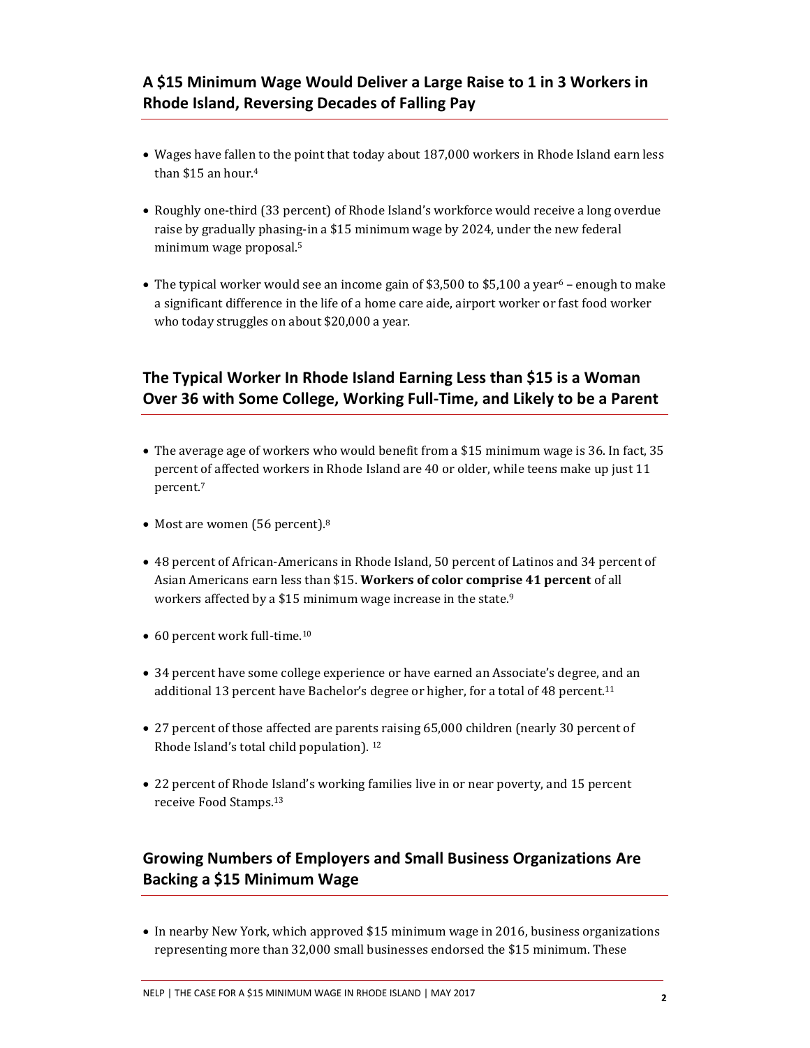## A $15 Minimum Wage Would Deliver a Large Raise to 1 in 3 Workers in Rhode Island, Reversing Decades of Falling Pay

- Wages have fallen to the point that today about 187,000 workers in Rhode Island earn less than $15 an hour.[4]
- Roughly one-third (33 percent) of Rhode Island's workforce would receive a long overdue raise by gradually phasing-in a $15 minimum wage by 2024, under the new federal minimum wage proposal.[5]
- The typical worker would see an income gain of $3,500 to $5,100 a year[6] – enough to make a significant difference in the life of a home care aide, airport worker or fast food worker who today struggles on about $20,000 a year.

## The Typical Worker In Rhode Island Earning Less than $15 is a Woman Over 36 with Some College, Working Full-Time, and Likely to be a Parent

- The average age of workers who would benefit from a $15 minimum wage is 36. In fact, 35 percent of affected workers in Rhode Island are 40 or older, while teens make up just 11 percent.[7]
- Most are women (56 percent).[8]
- 48 percent of African-Americans in Rhode Island, 50 percent of Latinos and 34 percent of Asian Americans earn less than $15. **Workers of color comprise 41 percent** of all workers affected by a $15 minimum wage increase in the state.[9]
- 60 percent work full-time.[10]
- 34 percent have some college experience or have earned an Associate's degree, and an additional 13 percent have Bachelor's degree or higher, for a total of 48 percent.[11]
- 27 percent of those affected are parents raising 65,000 children (nearly 30 percent of Rhode Island's total child population).[12]
- 22 percent of Rhode Island's working families live in or near poverty, and 15 percent receive Food Stamps.[13]

## Growing Numbers of Employers and Small Business Organizations Are Backing a $15 Minimum Wage

- In nearby New York, which approved $15 minimum wage in 2016, business organizations representing more than 32,000 small businesses endorsed the $15 minimum. These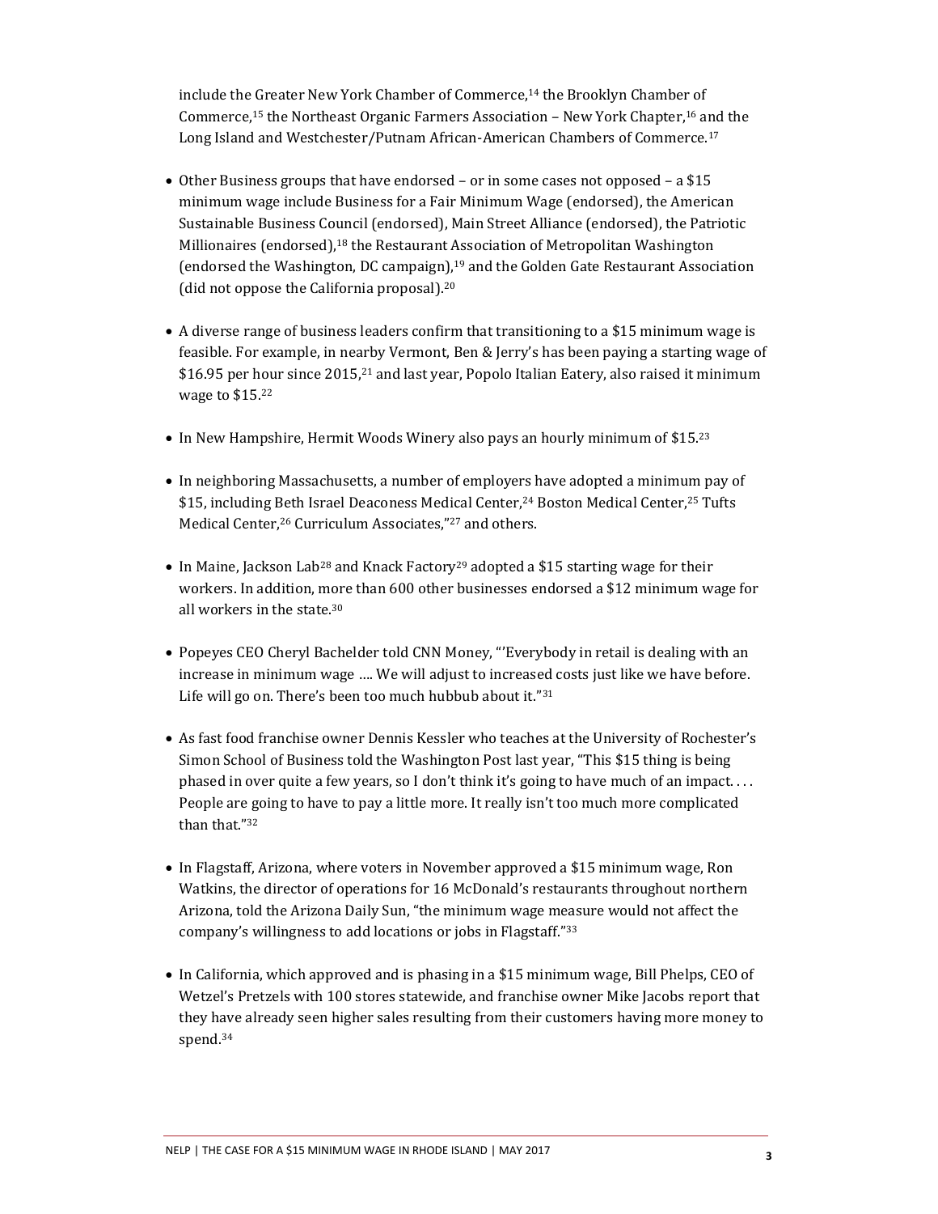include the Greater New York Chamber of Commerce,[14] the Brooklyn Chamber of Commerce,[15] the Northeast Organic Farmers Association – New York Chapter,[16] and the Long Island and Westchester/Putnam African-American Chambers of Commerce.[17]

- Other Business groups that have endorsed – or in some cases not opposed – a $15 minimum wage include Business for a Fair Minimum Wage (endorsed), the American Sustainable Business Council (endorsed), Main Street Alliance (endorsed), the Patriotic Millionaires (endorsed),[18] the Restaurant Association of Metropolitan Washington (endorsed the Washington, DC campaign),[19] and the Golden Gate Restaurant Association (did not oppose the California proposal).[20]

- A diverse range of business leaders confirm that transitioning to a $15 minimum wage is feasible. For example, in nearby Vermont, Ben & Jerry's has been paying a starting wage of $16.95 per hour since 2015,[21] and last year, Popolo Italian Eatery, also raised it minimum wage to $15.[22]

- In New Hampshire, Hermit Woods Winery also pays an hourly minimum of $15.[23]

- In neighboring Massachusetts, a number of employers have adopted a minimum pay of $15, including Beth Israel Deaconess Medical Center,[24] Boston Medical Center,[25] Tufts Medical Center,[26] Curriculum Associates,"[27] and others.

- In Maine, Jackson Lab[28] and Knack Factory[29] adopted a $15 starting wage for their workers. In addition, more than 600 other businesses endorsed a $12 minimum wage for all workers in the state.[30]

- Popeyes CEO Cheryl Bachelder told CNN Money, "'Everybody in retail is dealing with an increase in minimum wage …. We will adjust to increased costs just like we have before. Life will go on. There's been too much hubbub about it."[31]

- As fast food franchise owner Dennis Kessler who teaches at the University of Rochester's Simon School of Business told the Washington Post last year, "This $15 thing is being phased in over quite a few years, so I don't think it's going to have much of an impact. . . . People are going to have to pay a little more. It really isn't too much more complicated than that."[32]

- In Flagstaff, Arizona, where voters in November approved a $15 minimum wage, Ron Watkins, the director of operations for 16 McDonald's restaurants throughout northern Arizona, told the Arizona Daily Sun, "the minimum wage measure would not affect the company's willingness to add locations or jobs in Flagstaff."[33]

- In California, which approved and is phasing in a $15 minimum wage, Bill Phelps, CEO of Wetzel's Pretzels with 100 stores statewide, and franchise owner Mike Jacobs report that they have already seen higher sales resulting from their customers having more money to spend.[34]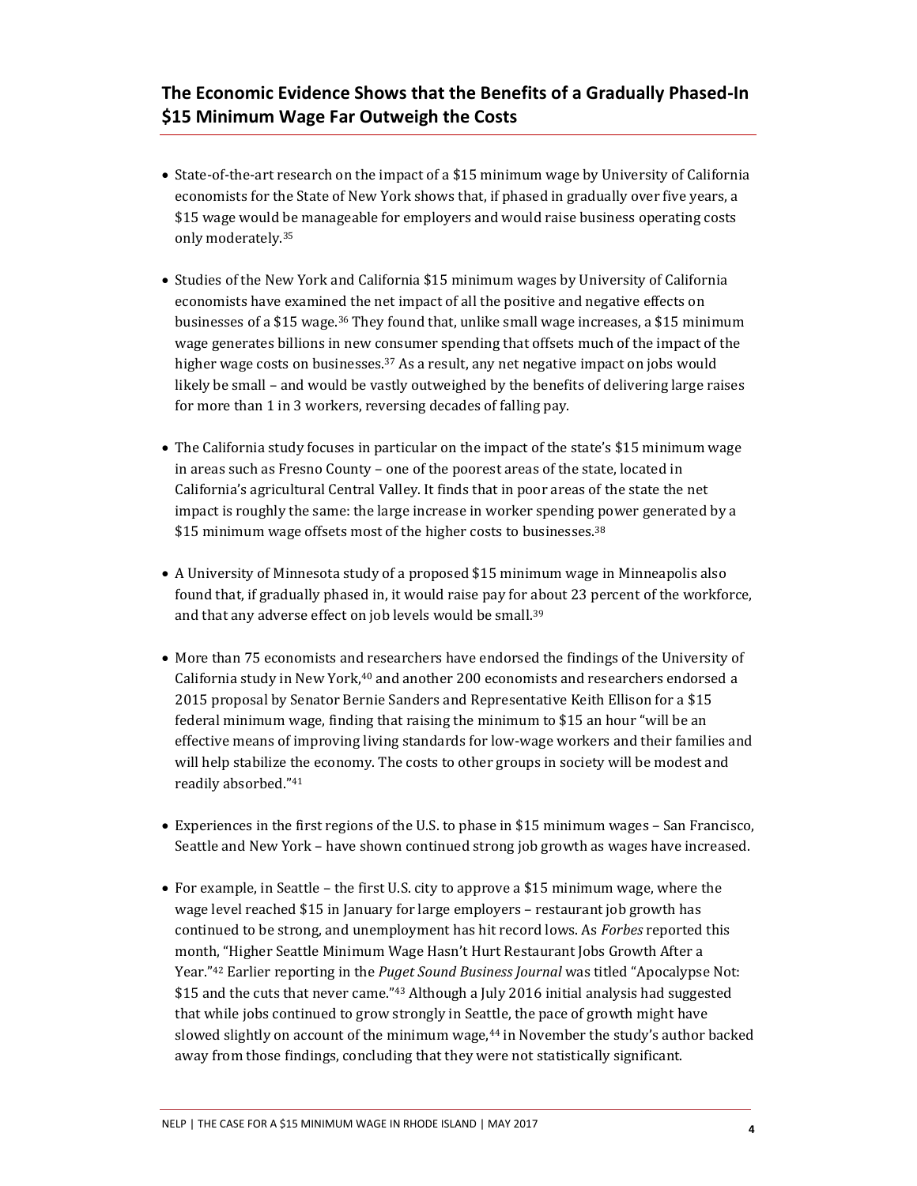## The Economic Evidence Shows that the Benefits of a Gradually Phased-In $15 Minimum Wage Far Outweigh the Costs

- State-of-the-art research on the impact of a $15 minimum wage by University of California economists for the State of New York shows that, if phased in gradually over five years, a $15 wage would be manageable for employers and would raise business operating costs only moderately.[35]

- Studies of the New York and California $15 minimum wages by University of California economists have examined the net impact of all the positive and negative effects on businesses of a $15 wage.[36] They found that, unlike small wage increases, a $15 minimum wage generates billions in new consumer spending that offsets much of the impact of the higher wage costs on businesses.[37] As a result, any net negative impact on jobs would likely be small – and would be vastly outweighed by the benefits of delivering large raises for more than 1 in 3 workers, reversing decades of falling pay.

- The California study focuses in particular on the impact of the state's $15 minimum wage in areas such as Fresno County – one of the poorest areas of the state, located in California's agricultural Central Valley. It finds that in poor areas of the state the net impact is roughly the same: the large increase in worker spending power generated by a $15 minimum wage offsets most of the higher costs to businesses.[38]

- A University of Minnesota study of a proposed $15 minimum wage in Minneapolis also found that, if gradually phased in, it would raise pay for about 23 percent of the workforce, and that any adverse effect on job levels would be small.[39]

- More than 75 economists and researchers have endorsed the findings of the University of California study in New York,[40] and another 200 economists and researchers endorsed a 2015 proposal by Senator Bernie Sanders and Representative Keith Ellison for a $15 federal minimum wage, finding that raising the minimum to $15 an hour "will be an effective means of improving living standards for low-wage workers and their families and will help stabilize the economy. The costs to other groups in society will be modest and readily absorbed."[41]

- Experiences in the first regions of the U.S. to phase in $15 minimum wages – San Francisco, Seattle and New York – have shown continued strong job growth as wages have increased.

- For example, in Seattle – the first U.S. city to approve a $15 minimum wage, where the wage level reached $15 in January for large employers – restaurant job growth has continued to be strong, and unemployment has hit record lows. As *Forbes* reported this month, "Higher Seattle Minimum Wage Hasn't Hurt Restaurant Jobs Growth After a Year."[42] Earlier reporting in the *Puget Sound Business Journal* was titled "Apocalypse Not: $15 and the cuts that never came."[43] Although a July 2016 initial analysis had suggested that while jobs continued to grow strongly in Seattle, the pace of growth might have slowed slightly on account of the minimum wage,[44] in November the study's author backed away from those findings, concluding that they were not statistically significant.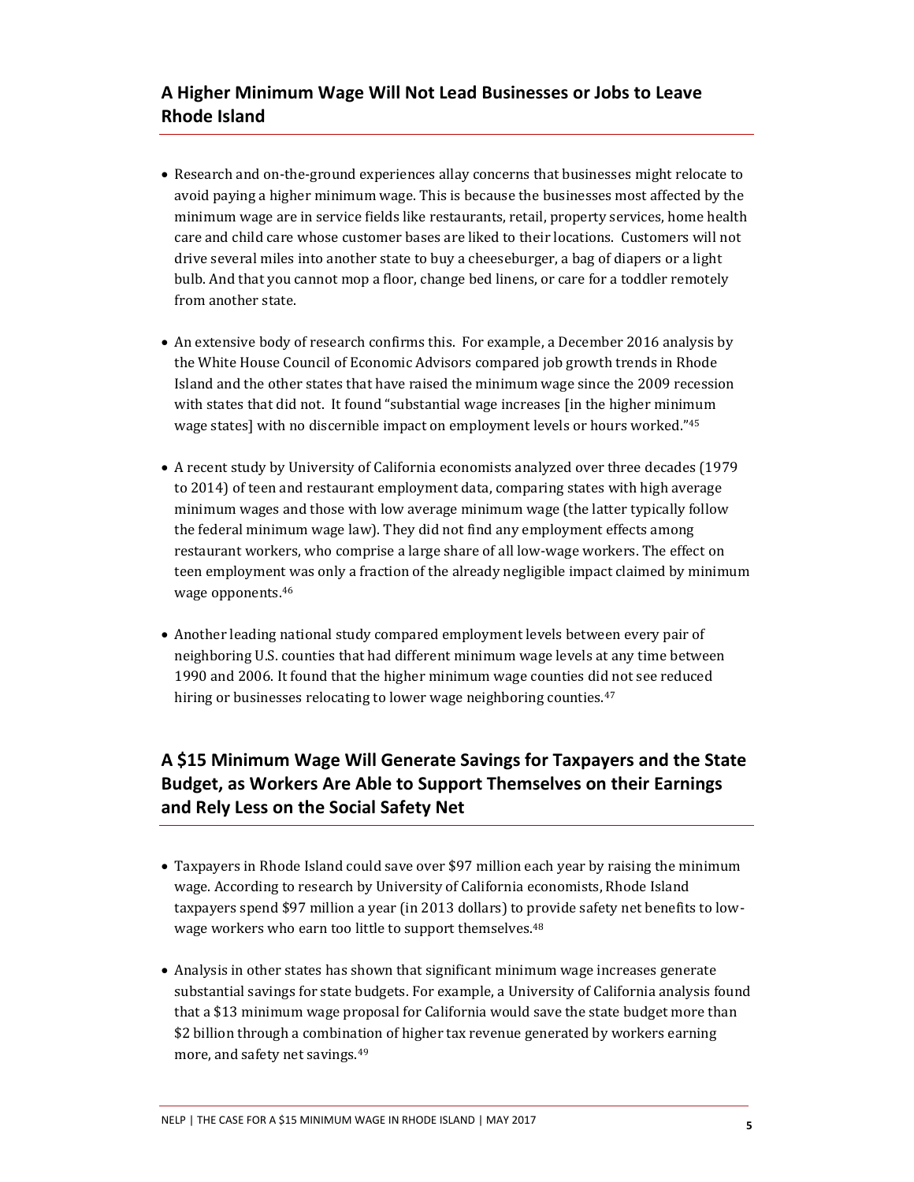## A Higher Minimum Wage Will Not Lead Businesses or Jobs to Leave Rhode Island

- Research and on-the-ground experiences allay concerns that businesses might relocate to avoid paying a higher minimum wage. This is because the businesses most affected by the minimum wage are in service fields like restaurants, retail, property services, home health care and child care whose customer bases are liked to their locations. Customers will not drive several miles into another state to buy a cheeseburger, a bag of diapers or a light bulb. And that you cannot mop a floor, change bed linens, or care for a toddler remotely from another state.

- An extensive body of research confirms this. For example, a December 2016 analysis by the White House Council of Economic Advisors compared job growth trends in Rhode Island and the other states that have raised the minimum wage since the 2009 recession with states that did not. It found "substantial wage increases [in the higher minimum wage states] with no discernible impact on employment levels or hours worked."[45]

- A recent study by University of California economists analyzed over three decades (1979 to 2014) of teen and restaurant employment data, comparing states with high average minimum wages and those with low average minimum wage (the latter typically follow the federal minimum wage law). They did not find any employment effects among restaurant workers, who comprise a large share of all low-wage workers. The effect on teen employment was only a fraction of the already negligible impact claimed by minimum wage opponents.[46]

- Another leading national study compared employment levels between every pair of neighboring U.S. counties that had different minimum wage levels at any time between 1990 and 2006. It found that the higher minimum wage counties did not see reduced hiring or businesses relocating to lower wage neighboring counties.[47]

## A $15 Minimum Wage Will Generate Savings for Taxpayers and the State Budget, as Workers Are Able to Support Themselves on their Earnings and Rely Less on the Social Safety Net

- Taxpayers in Rhode Island could save over $97 million each year by raising the minimum wage. According to research by University of California economists, Rhode Island taxpayers spend $97 million a year (in 2013 dollars) to provide safety net benefits to low-wage workers who earn too little to support themselves.[48]

- Analysis in other states has shown that significant minimum wage increases generate substantial savings for state budgets. For example, a University of California analysis found that a $13 minimum wage proposal for California would save the state budget more than $2 billion through a combination of higher tax revenue generated by workers earning more, and safety net savings.[49]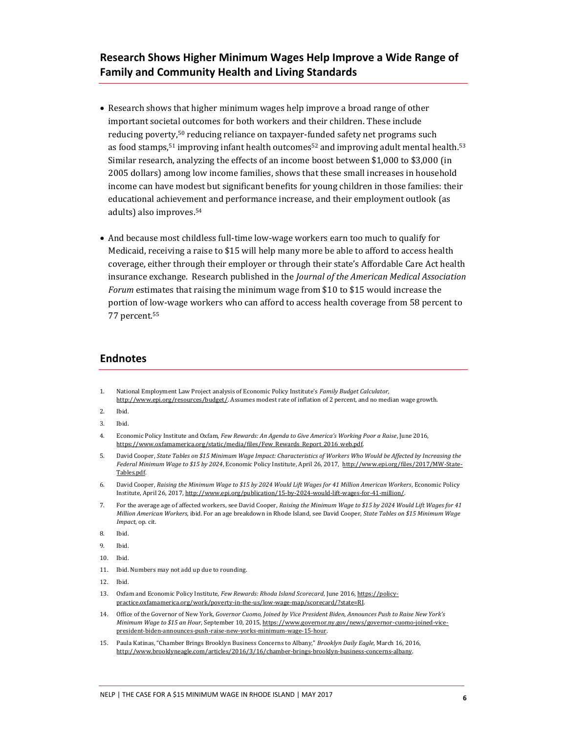## Research Shows Higher Minimum Wages Help Improve a Wide Range of Family and Community Health and Living Standards

- Research shows that higher minimum wages help improve a broad range of other important societal outcomes for both workers and their children. These include reducing poverty,[50] reducing reliance on taxpayer-funded safety net programs such as food stamps,[51] improving infant health outcomes[52] and improving adult mental health.[53] Similar research, analyzing the effects of an income boost between $1,000 to $3,000 (in 2005 dollars) among low income families, shows that these small increases in household income can have modest but significant benefits for young children in those families: their educational achievement and performance increase, and their employment outlook (as adults) also improves.[54]

- And because most childless full-time low-wage workers earn too much to qualify for Medicaid, receiving a raise to $15 will help many more be able to afford to access health coverage, either through their employer or through their state's Affordable Care Act health insurance exchange. Research published in the *Journal of the American Medical Association Forum* estimates that raising the minimum wage from $10 to $15 would increase the portion of low-wage workers who can afford to access health coverage from 58 percent to 77 percent.[55]

## Endnotes

1. National Employment Law Project analysis of Economic Policy Institute's *Family Budget Calculator,* http://www.epi.org/resources/budget/. Assumes modest rate of inflation of 2 percent, and no median wage growth.
2. Ibid.
3. Ibid.
4. Economic Policy Institute and Oxfam, *Few Rewards: An Agenda to Give America's Working Poor a Raise*, June 2016, https://www.oxfamamerica.org/static/media/files/Few_Rewards_Report_2016_web.pdf.
5. David Cooper, *State Tables on $15 Minimum Wage Impact: Characteristics of Workers Who Would be Affected by Increasing the Federal Minimum Wage to $15 by 2024*, Economic Policy Institute, April 26, 2017, http://www.epi.org/files/2017/MW-State-Tables.pdf.
6. David Cooper, *Raising the Minimum Wage to $15 by 2024 Would Lift Wages for 41 Million American Workers*, Economic Policy Institute, April 26, 2017, http://www.epi.org/publication/15-by-2024-would-lift-wages-for-41-million/.
7. For the average age of affected workers, see David Cooper, *Raising the Minimum Wage to $15 by 2024 Would Lift Wages for 41 Million American Workers,* ibid. For an age breakdown in Rhode Island, see David Cooper, *State Tables on $15 Minimum Wage Impact*, op. cit.
8. Ibid.
9. Ibid.
10. Ibid.
11. Ibid. Numbers may not add up due to rounding.
12. Ibid.
13. Oxfam and Economic Policy Institute, *Few Rewards: Rhoda Island Scorecard*, June 2016, https://policy-practice.oxfamamerica.org/work/poverty-in-the-us/low-wage-map/scorecard/?state=RI.
14. Office of the Governor of New York, *Governor Cuomo, Joined by Vice President Biden, Announces Push to Raise New York's Minimum Wage to $15 an Hour*, September 10, 2015, https://www.governor.ny.gov/news/governor-cuomo-joined-vice-president-biden-announces-push-raise-new-yorks-minimum-wage-15-hour.
15. Paula Katinas, "Chamber Brings Brooklyn Business Concerns to Albany," *Brooklyn Daily Eagle*, March 16, 2016, http://www.brooklyneagle.com/articles/2016/3/16/chamber-brings-brooklyn-business-concerns-albany.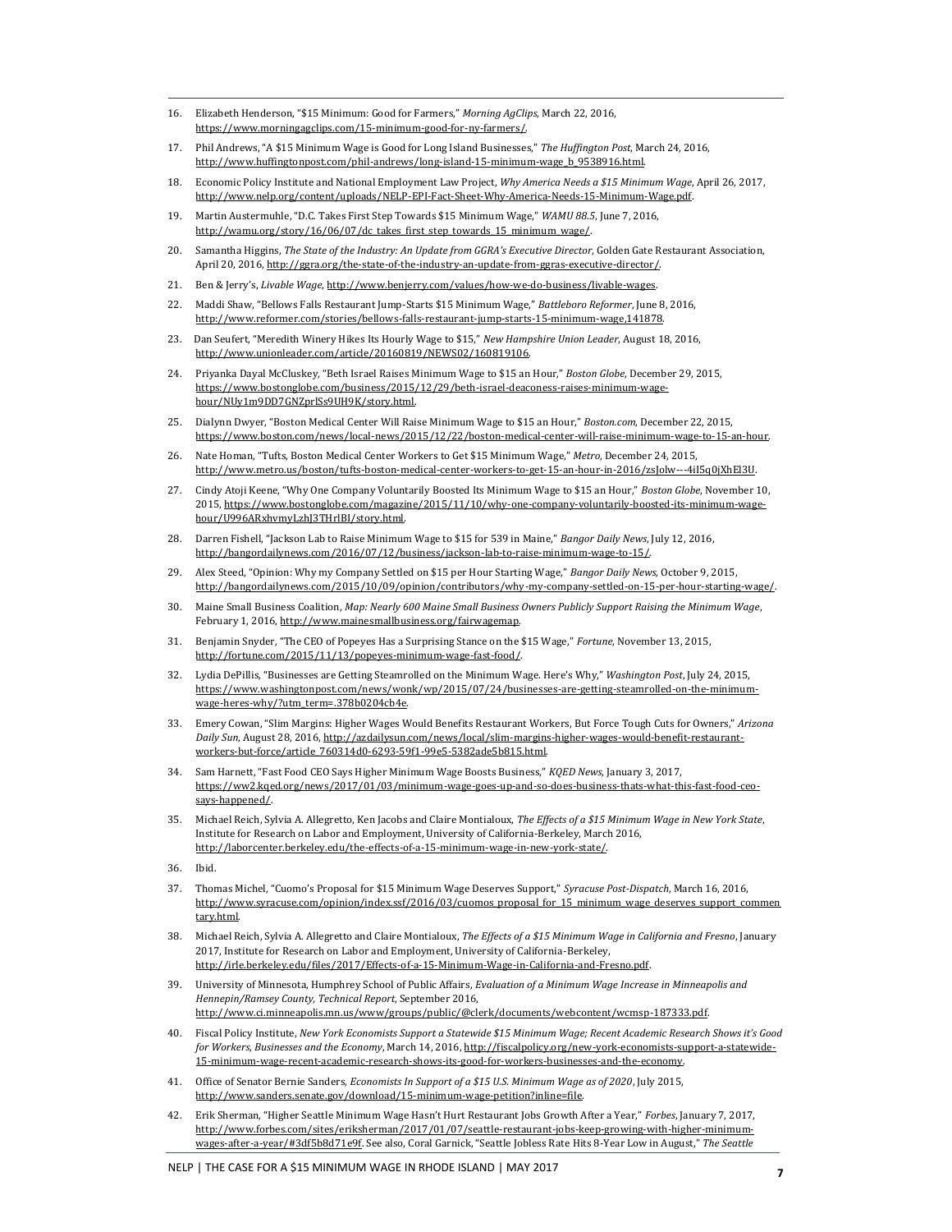16. Elizabeth Henderson, "$15 Minimum: Good for Farmers," *Morning AgClips*, March 22, 2016, https://www.morningagclips.com/15-minimum-good-for-ny-farmers/.
17. Phil Andrews, "A $15 Minimum Wage is Good for Long Island Businesses," *The Huffington Post*, March 24, 2016, http://www.huffingtonpost.com/phil-andrews/long-island-15-minimum-wage_b_9538916.html.
18. Economic Policy Institute and National Employment Law Project, *Why America Needs a $15 Minimum Wage*, April 26, 2017, http://www.nelp.org/content/uploads/NELP-EPI-Fact-Sheet-Why-America-Needs-15-Minimum-Wage.pdf.
19. Martin Austermuhle, "D.C. Takes First Step Towards $15 Minimum Wage," *WAMU 88.5*, June 7, 2016, http://wamu.org/story/16/06/07/dc_takes_first_step_towards_15_minimum_wage/.
20. Samantha Higgins, *The State of the Industry: An Update from GGRA's Executive Director*, Golden Gate Restaurant Association, April 20, 2016, http://ggra.org/the-state-of-the-industry-an-update-from-ggras-executive-director/.
21. Ben & Jerry's, *Livable Wage*, http://www.benjerry.com/values/how-we-do-business/livable-wages.
22. Maddi Shaw, "Bellows Falls Restaurant Jump-Starts $15 Minimum Wage," *Battleboro Reformer*, June 8, 2016, http://www.reformer.com/stories/bellows-falls-restaurant-jump-starts-15-minimum-wage,141878.
23. Dan Seufert, "Meredith Winery Hikes Its Hourly Wage to $15," *New Hampshire Union Leader*, August 18, 2016, http://www.unionleader.com/article/20160819/NEWS02/160819106.
24. Priyanka Dayal McCluskey, "Beth Israel Raises Minimum Wage to $15 an Hour," *Boston Globe*, December 29, 2015, https://www.bostonglobe.com/business/2015/12/29/beth-israel-deaconess-raises-minimum-wage-hour/NUy1m9DD7GNZprlSs9UH9K/story.html.
25. Dialynn Dwyer, "Boston Medical Center Will Raise Minimum Wage to $15 an Hour," *Boston.com*, December 22, 2015, https://www.boston.com/news/local-news/2015/12/22/boston-medical-center-will-raise-minimum-wage-to-15-an-hour.
26. Nate Homan, "Tufts, Boston Medical Center Workers to Get $15 Minimum Wage," *Metro*, December 24, 2015, http://www.metro.us/boston/tufts-boston-medical-center-workers-to-get-15-an-hour-in-2016/zsJolw---4iI5q0jXhEl3U.
27. Cindy Atoji Keene, "Why One Company Voluntarily Boosted Its Minimum Wage to $15 an Hour," *Boston Globe*, November 10, 2015, https://www.bostonglobe.com/magazine/2015/11/10/why-one-company-voluntarily-boosted-its-minimum-wage-hour/U996ARxhvmyLzhJ3THrlBI/story.html.
28. Darren Fishell, "Jackson Lab to Raise Minimum Wage to $15 for 539 in Maine," *Bangor Daily News*, July 12, 2016, http://bangordailynews.com/2016/07/12/business/jackson-lab-to-raise-minimum-wage-to-15/.
29. Alex Steed, "Opinion: Why my Company Settled on $15 per Hour Starting Wage," *Bangor Daily News*, October 9, 2015, http://bangordailynews.com/2015/10/09/opinion/contributors/why-my-company-settled-on-15-per-hour-starting-wage/.
30. Maine Small Business Coalition, *Map: Nearly 600 Maine Small Business Owners Publicly Support Raising the Minimum Wage*, February 1, 2016, http://www.mainesmallbusiness.org/fairwagemap.
31. Benjamin Snyder, "The CEO of Popeyes Has a Surprising Stance on the $15 Wage," *Fortune*, November 13, 2015, http://fortune.com/2015/11/13/popeyes-minimum-wage-fast-food/.
32. Lydia DePillis, "Businesses are Getting Steamrolled on the Minimum Wage. Here's Why," *Washington Post*, July 24, 2015, https://www.washingtonpost.com/news/wonk/wp/2015/07/24/businesses-are-getting-steamrolled-on-the-minimum-wage-heres-why/?utm_term=.378b0204cb4e.
33. Emery Cowan, "Slim Margins: Higher Wages Would Benefits Restaurant Workers, But Force Tough Cuts for Owners," *Arizona Daily Sun*, August 28, 2016, http://azdailysun.com/news/local/slim-margins-higher-wages-would-benefit-restaurant-workers-but-force/article_760314d0-6293-59f1-99e5-5382ade5b815.html.
34. Sam Harnett, "Fast Food CEO Says Higher Minimum Wage Boosts Business," *KQED News*, January 3, 2017, https://ww2.kqed.org/news/2017/01/03/minimum-wage-goes-up-and-so-does-business-thats-what-this-fast-food-ceo-says-happened/.
35. Michael Reich, Sylvia A. Allegretto, Ken Jacobs and Claire Montialoux, *The Effects of a $15 Minimum Wage in New York State*, Institute for Research on Labor and Employment, University of California-Berkeley, March 2016, http://laborcenter.berkeley.edu/the-effects-of-a-15-minimum-wage-in-new-york-state/.
36. Ibid.
37. Thomas Michel, "Cuomo's Proposal for $15 Minimum Wage Deserves Support," *Syracuse Post-Dispatch*, March 16, 2016, http://www.syracuse.com/opinion/index.ssf/2016/03/cuomos_proposal_for_15_minimum_wage_deserves_support_commentary.html.
38. Michael Reich, Sylvia A. Allegretto and Claire Montialoux, *The Effects of a $15 Minimum Wage in California and Fresno*, January 2017, Institute for Research on Labor and Employment, University of California-Berkeley, http://irle.berkeley.edu/files/2017/Effects-of-a-15-Minimum-Wage-in-California-and-Fresno.pdf.
39. University of Minnesota, Humphrey School of Public Affairs, *Evaluation of a Minimum Wage Increase in Minneapolis and Hennepin/Ramsey County, Technical Report*, September 2016, http://www.ci.minneapolis.mn.us/www/groups/public/@clerk/documents/webcontent/wcmsp-187333.pdf.
40. Fiscal Policy Institute, *New York Economists Support a Statewide $15 Minimum Wage; Recent Academic Research Shows it's Good for Workers, Businesses and the Economy*, March 14, 2016, http://fiscalpolicy.org/new-york-economists-support-a-statewide-15-minimum-wage-recent-academic-research-shows-its-good-for-workers-businesses-and-the-economy.
41. Office of Senator Bernie Sanders, *Economists In Support of a $15 U.S. Minimum Wage as of 2020*, July 2015, http://www.sanders.senate.gov/download/15-minimum-wage-petition?inline=file.
42. Erik Sherman, "Higher Seattle Minimum Wage Hasn't Hurt Restaurant Jobs Growth After a Year," *Forbes*, January 7, 2017, http://www.forbes.com/sites/eriksherman/2017/01/07/seattle-restaurant-jobs-keep-growing-with-higher-minimum-wages-after-a-year/#3df5b8d71e9f. See also, Coral Garnick, "Seattle Jobless Rate Hits 8-Year Low in August," *The Seattle*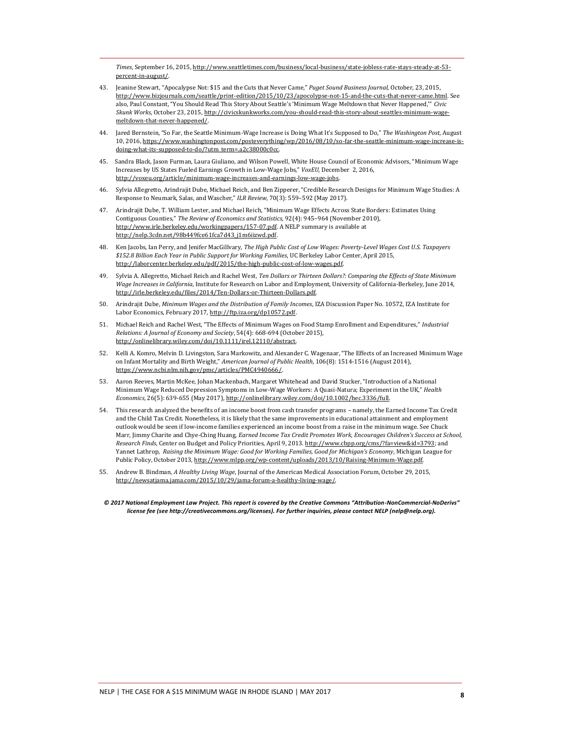*Times*, September 16, 2015, http://www.seattletimes.com/business/local-business/state-jobless-rate-stays-steady-at-53-percent-in-august/.

43. Jeanine Stewart, "Apocalypse Not: $15 and the Cuts that Never Came," *Puget Sound Business Journal*, October, 23, 2015, http://www.bizjournals.com/seattle/print-edition/2015/10/23/apocalypse-not-15-and-the-cuts-that-never-came.html. See also, Paul Constant, "You Should Read This Story About Seattle's 'Minimum Wage Meltdown that Never Happened,'" *Civic Skunk Works*, October 23, 2015, http://civicskunkworks.com/you-should-read-this-story-about-seattles-minimum-wage-meltdown-that-never-happened/.

44. Jared Bernstein, "So Far, the Seattle Minimum-Wage Increase is Doing What It's Supposed to Do," *The Washington Post*, August 10, 2016, https://www.washingtonpost.com/posteverything/wp/2016/08/10/so-far-the-seattle-minimum-wage-increase-is-doing-what-its-supposed-to-do/?utm_term=.a2c38000c0cc.

45. Sandra Black, Jason Furman, Laura Giuliano, and Wilson Powell, White House Council of Economic Advisors, "Minimum Wage Increases by US States Fueled Earnings Growth in Low-Wage Jobs," *VoxEU*, December 2, 2016, http://voxeu.org/article/minimum-wage-increases-and-earnings-low-wage-jobs.

46. Sylvia Allegretto, Arindrajit Dube, Michael Reich, and Ben Zipperer, "Credible Research Designs for Minimum Wage Studies: A Response to Neumark, Salas, and Wascher," *ILR Review*, 70(3): 559–592 (May 2017).

47. Arindrajit Dube, T. William Lester, and Michael Reich, "Minimum Wage Effects Across State Borders: Estimates Using Contiguous Counties," *The Review of Economics and Statistics*, 92(4): 945–964 (November 2010), http://www.irle.berkeley.edu/workingpapers/157-07.pdf. A NELP summary is available at http://nelp.3cdn.net/98b449fce61fca7d43_j1m6iizwd.pdf.

48. Ken Jacobs, Ian Perry, and Jenifer MacGillvary, *The High Public Cost of Low Wages: Poverty-Level Wages Cost U.S. Taxpayers $152.8 Billion Each Year in Public Support for Working Families*, UC Berkeley Labor Center, April 2015, http://laborcenter.berkeley.edu/pdf/2015/the-high-public-cost-of-low-wages.pdf.

49. Sylvia A. Allegretto, Michael Reich and Rachel West, *Ten Dollars or Thirteen Dollars?: Comparing the Effects of State Minimum Wage Increases in California*, Institute for Research on Labor and Employment, University of California-Berkeley, June 2014, http://irle.berkeley.edu/files/2014/Ten-Dollars-or-Thirteen-Dollars.pdf.

50. Arindrajit Dube, *Minimum Wages and the Distribution of Family Incomes*, IZA Discussion Paper No. 10572, IZA Institute for Labor Economics, February 2017, http://ftp.iza.org/dp10572.pdf.

51. Michael Reich and Rachel West, "The Effects of Minimum Wages on Food Stamp Enrollment and Expenditures," *Industrial Relations: A Journal of Economy and Society*, 54(4): 668-694 (October 2015), http://onlinelibrary.wiley.com/doi/10.1111/irel.12110/abstract.

52. Kelli A. Komro, Melvin D. Livingston, Sara Markowitz, and Alexander C. Wagenaar, "The Effects of an Increased Minimum Wage on Infant Mortality and Birth Weight," *American Journal of Public Health*, 106(8): 1514-1516 (August 2014), https://www.ncbi.nlm.nih.gov/pmc/articles/PMC4940666/.

53. Aaron Reeves, Martin McKee, Johan Mackenbach, Margaret Whitehead and David Stucker, "Introduction of a National Minimum Wage Reduced Depression Symptoms in Low-Wage Workers: A Quasi-Natura; Experiment in the UK," *Health Economics*, 26(5): 639-655 (May 2017), http://onlinelibrary.wiley.com/doi/10.1002/hec.3336/full.

54. This research analyzed the benefits of an income boost from cash transfer programs – namely, the Earned Income Tax Credit and the Child Tax Credit. Nonetheless, it is likely that the same improvements in educational attainment and employment outlook would be seen if low-income families experienced an income boost from a raise in the minimum wage. See Chuck Marr, Jimmy Charite and Chye-Ching Huang, *Earned Income Tax Credit Promotes Work, Encourages Children's Success at School, Research Finds*, Center on Budget and Policy Priorities, April 9, 2013. http://www.cbpp.org/cms/?fa=view&id=3793; and Yannet Lathrop, *Raising the Minimum Wage: Good for Working Families, Good for Michigan's Economy*, Michigan League for Public Policy, October 2013, http://www.mlpp.org/wp-content/uploads/2013/10/Raising-Minimum-Wage.pdf.

55. Andrew B. Bindman, *A Healthy Living Wage*, Journal of the American Medical Association Forum, October 29, 2015, http://newsatjama.jama.com/2015/10/29/jama-forum-a-healthy-living-wage/.

***© 2017 National Employment Law Project. This report is covered by the Creative Commons "Attribution-NonCommercial-NoDerivs" license fee (see http://creativecommons.org/licenses). For further inquiries, please contact NELP (nelp@nelp.org).***